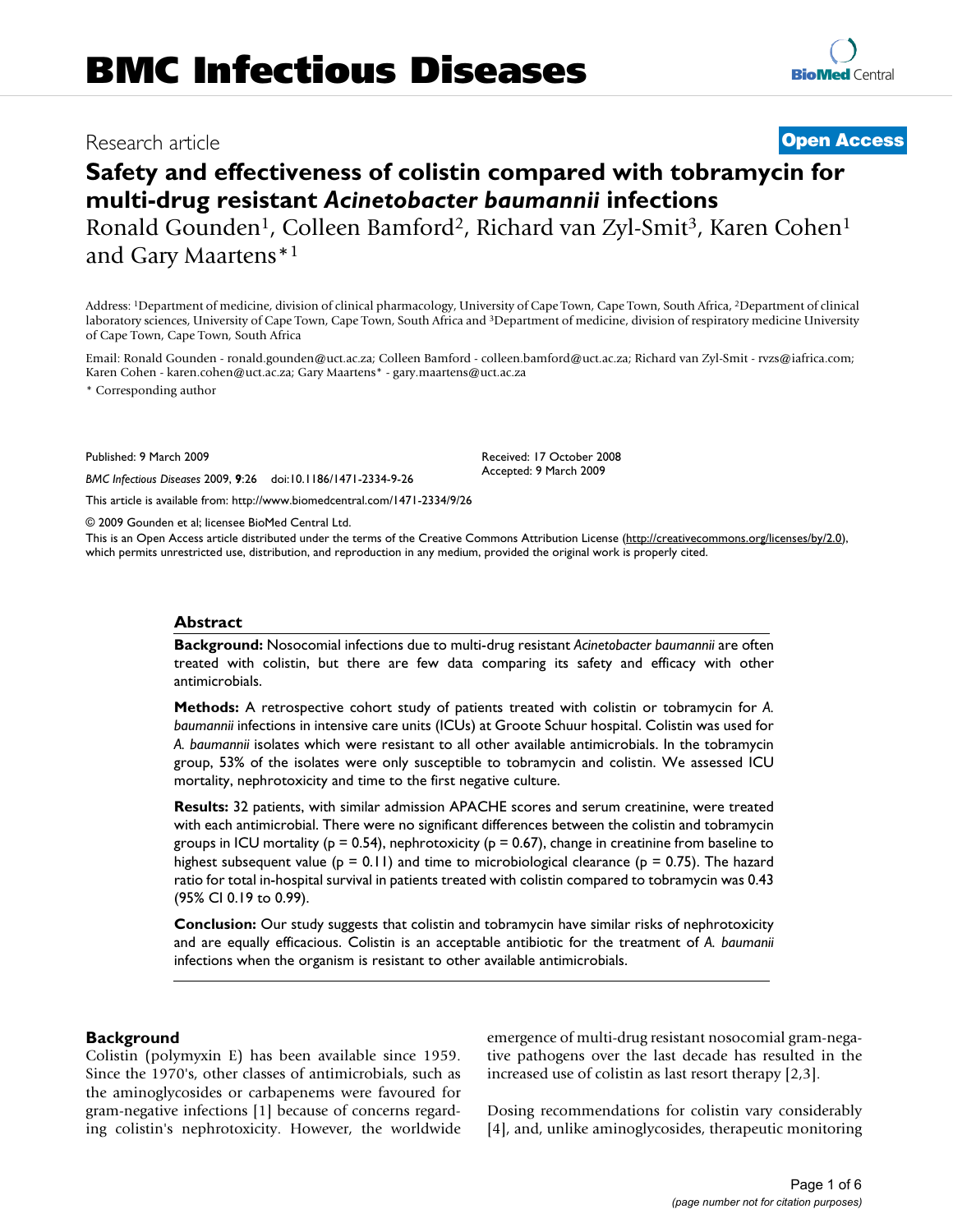# BMC Infectious Diseases

Research article **Open Access**

# Safety and effectiveness of colistin compared with tobramycin for multi-drug resistant *Acinetobacter baumannii* infections

Ronald Gounden[1], Colleen Bamford[2], Richard van Zyl-Smit[3], Karen Cohen[1] and Gary Maartens*[1]

Address: [1]Department of medicine, division of clinical pharmacology, University of Cape Town, Cape Town, South Africa, [2]Department of clinical laboratory sciences, University of Cape Town, Cape Town, South Africa and [3]Department of medicine, division of respiratory medicine University of Cape Town, Cape Town, South Africa

Email: Ronald Gounden - ronald.gounden@uct.ac.za; Colleen Bamford - colleen.bamford@uct.ac.za; Richard van Zyl-Smit - rvzs@iafrica.com; Karen Cohen - karen.cohen@uct.ac.za; Gary Maartens* - gary.maartens@uct.ac.za

* Corresponding author

Published: 9 March 2009

*BMC Infectious Diseases* 2009, **9**:26 doi:10.1186/1471-2334-9-26

Received: 17 October 2008
Accepted: 9 March 2009

This article is available from: http://www.biomedcentral.com/1471-2334/9/26

© 2009 Gounden et al; licensee BioMed Central Ltd.

This is an Open Access article distributed under the terms of the Creative Commons Attribution License (http://creativecommons.org/licenses/by/2.0), which permits unrestricted use, distribution, and reproduction in any medium, provided the original work is properly cited.

## Abstract

**Background:** Nosocomial infections due to multi-drug resistant *Acinetobacter baumannii* are often treated with colistin, but there are few data comparing its safety and efficacy with other antimicrobials.

**Methods:** A retrospective cohort study of patients treated with colistin or tobramycin for *A. baumannii* infections in intensive care units (ICUs) at Groote Schuur hospital. Colistin was used for *A. baumannii* isolates which were resistant to all other available antimicrobials. In the tobramycin group, 53% of the isolates were only susceptible to tobramycin and colistin. We assessed ICU mortality, nephrotoxicity and time to the first negative culture.

**Results:** 32 patients, with similar admission APACHE scores and serum creatinine, were treated with each antimicrobial. There were no significant differences between the colistin and tobramycin groups in ICU mortality ($p = 0.54$), nephrotoxicity ($p = 0.67$), change in creatinine from baseline to highest subsequent value ($p = 0.11$) and time to microbiological clearance ($p = 0.75$). The hazard ratio for total in-hospital survival in patients treated with colistin compared to tobramycin was 0.43 (95% CI 0.19 to 0.99).

**Conclusion:** Our study suggests that colistin and tobramycin have similar risks of nephrotoxicity and are equally efficacious. Colistin is an acceptable antibiotic for the treatment of *A. baumanii* infections when the organism is resistant to other available antimicrobials.

## Background

Colistin (polymyxin E) has been available since 1959. Since the 1970's, other classes of antimicrobials, such as the aminoglycosides or carbapenems were favoured for gram-negative infections [1] because of concerns regarding colistin's nephrotoxicity. However, the worldwide emergence of multi-drug resistant nosocomial gram-negative pathogens over the last decade has resulted in the increased use of colistin as last resort therapy [2,3].

Dosing recommendations for colistin vary considerably [4], and, unlike aminoglycosides, therapeutic monitoring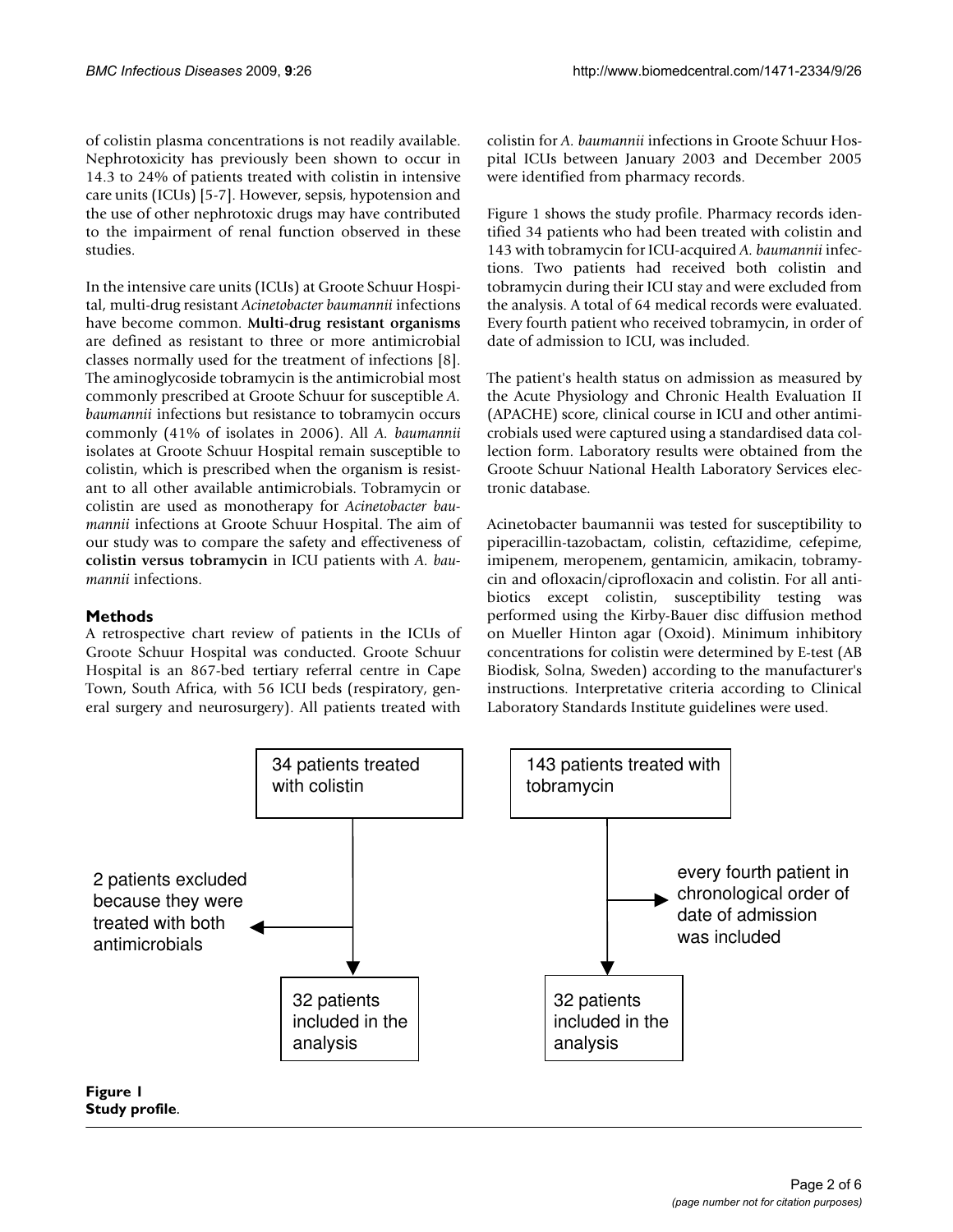of colistin plasma concentrations is not readily available. Nephrotoxicity has previously been shown to occur in 14.3 to 24% of patients treated with colistin in intensive care units (ICUs) [5-7]. However, sepsis, hypotension and the use of other nephrotoxic drugs may have contributed to the impairment of renal function observed in these studies.

In the intensive care units (ICUs) at Groote Schuur Hospital, multi-drug resistant *Acinetobacter baumannii* infections have become common. **Multi-drug resistant organisms** are defined as resistant to three or more antimicrobial classes normally used for the treatment of infections [8]. The aminoglycoside tobramycin is the antimicrobial most commonly prescribed at Groote Schuur for susceptible *A. baumannii* infections but resistance to tobramycin occurs commonly (41% of isolates in 2006). All *A. baumannii* isolates at Groote Schuur Hospital remain susceptible to colistin, which is prescribed when the organism is resistant to all other available antimicrobials. Tobramycin or colistin are used as monotherapy for *Acinetobacter baumannii* infections at Groote Schuur Hospital. The aim of our study was to compare the safety and effectiveness of **colistin versus tobramycin** in ICU patients with *A. baumannii* infections.

## Methods

A retrospective chart review of patients in the ICUs of Groote Schuur Hospital was conducted. Groote Schuur Hospital is an 867-bed tertiary referral centre in Cape Town, South Africa, with 56 ICU beds (respiratory, general surgery and neurosurgery). All patients treated with colistin for *A. baumannii* infections in Groote Schuur Hospital ICUs between January 2003 and December 2005 were identified from pharmacy records.

Figure 1 shows the study profile. Pharmacy records identified 34 patients who had been treated with colistin and 143 with tobramycin for ICU-acquired *A. baumannii* infections. Two patients had received both colistin and tobramycin during their ICU stay and were excluded from the analysis. A total of 64 medical records were evaluated. Every fourth patient who received tobramycin, in order of date of admission to ICU, was included.

The patient's health status on admission as measured by the Acute Physiology and Chronic Health Evaluation II (APACHE) score, clinical course in ICU and other antimicrobials used were captured using a standardised data collection form. Laboratory results were obtained from the Groote Schuur National Health Laboratory Services electronic database.

Acinetobacter baumannii was tested for susceptibility to piperacillin-tazobactam, colistin, ceftazidime, cefepime, imipenem, meropenem, gentamicin, amikacin, tobramycin and ofloxacin/ciprofloxacin and colistin. For all antibiotics except colistin, susceptibility testing was performed using the Kirby-Bauer disc diffusion method on Mueller Hinton agar (Oxoid). Minimum inhibitory concentrations for colistin were determined by E-test (AB Biodisk, Solna, Sweden) according to the manufacturer's instructions. Interpretative criteria according to Clinical Laboratory Standards Institute guidelines were used.

34 patients treated with colistin → 2 patients excluded because they were treated with both antimicrobials → 32 patients included in the analysis

143 patients treated with tobramycin → every fourth patient in chronological order of date of admission was included → 32 patients included in the analysis

**Figure 1**
**Study profile**.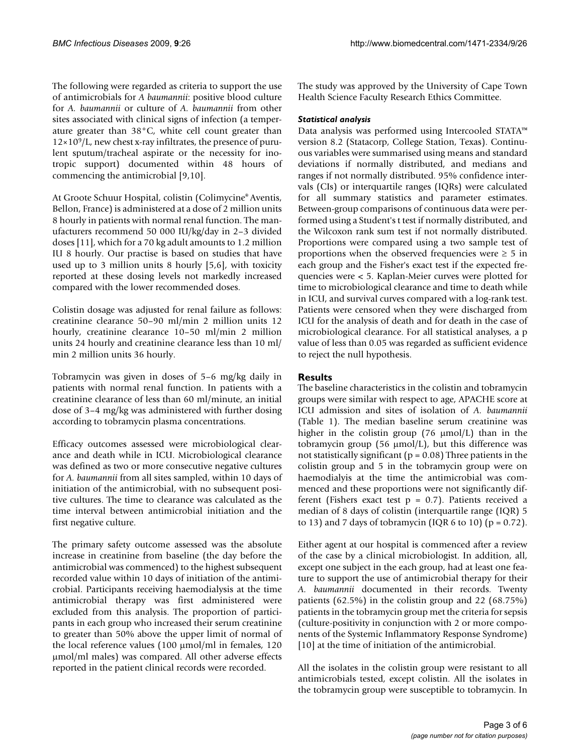The following were regarded as criteria to support the use of antimicrobials for *A baumannii*: positive blood culture for *A. baumannii* or culture of *A. baumannii* from other sites associated with clinical signs of infection (a temperature greater than 38°C, white cell count greater than $12 \times 10^9$/L, new chest x-ray infiltrates, the presence of purulent sputum/tracheal aspirate or the necessity for inotropic support) documented within 48 hours of commencing the antimicrobial [9,10].

At Groote Schuur Hospital, colistin (Colimycine® Aventis, Bellon, France) is administered at a dose of 2 million units 8 hourly in patients with normal renal function. The manufacturers recommend 50 000 IU/kg/day in 2–3 divided doses [11], which for a 70 kg adult amounts to 1.2 million IU 8 hourly. Our practise is based on studies that have used up to 3 million units 8 hourly [5,6], with toxicity reported at these dosing levels not markedly increased compared with the lower recommended doses.

Colistin dosage was adjusted for renal failure as follows: creatinine clearance 50–90 ml/min 2 million units 12 hourly, creatinine clearance 10–50 ml/min 2 million units 24 hourly and creatinine clearance less than 10 ml/min 2 million units 36 hourly.

Tobramycin was given in doses of 5–6 mg/kg daily in patients with normal renal function. In patients with a creatinine clearance of less than 60 ml/minute, an initial dose of 3–4 mg/kg was administered with further dosing according to tobramycin plasma concentrations.

Efficacy outcomes assessed were microbiological clearance and death while in ICU. Microbiological clearance was defined as two or more consecutive negative cultures for *A. baumannii* from all sites sampled, within 10 days of initiation of the antimicrobial, with no subsequent positive cultures. The time to clearance was calculated as the time interval between antimicrobial initiation and the first negative culture.

The primary safety outcome assessed was the absolute increase in creatinine from baseline (the day before the antimicrobial was commenced) to the highest subsequent recorded value within 10 days of initiation of the antimicrobial. Participants receiving haemodialysis at the time antimicrobial therapy was first administered were excluded from this analysis. The proportion of participants in each group who increased their serum creatinine to greater than 50% above the upper limit of normal of the local reference values (100 µmol/ml in females, 120 µmol/ml males) was compared. All other adverse effects reported in the patient clinical records were recorded.

The study was approved by the University of Cape Town Health Science Faculty Research Ethics Committee.

### *Statistical analysis*

Data analysis was performed using Intercooled STATA™ version 8.2 (Statacorp, College Station, Texas). Continuous variables were summarised using means and standard deviations if normally distributed, and medians and ranges if not normally distributed. 95% confidence intervals (CIs) or interquartile ranges (IQRs) were calculated for all summary statistics and parameter estimates. Between-group comparisons of continuous data were performed using a Student's t test if normally distributed, and the Wilcoxon rank sum test if not normally distributed. Proportions were compared using a two sample test of proportions when the observed frequencies were $\geq 5$ in each group and the Fisher's exact test if the expected frequencies were < 5. Kaplan-Meier curves were plotted for time to microbiological clearance and time to death while in ICU, and survival curves compared with a log-rank test. Patients were censored when they were discharged from ICU for the analysis of death and for death in the case of microbiological clearance. For all statistical analyses, a p value of less than 0.05 was regarded as sufficient evidence to reject the null hypothesis.

## Results

The baseline characteristics in the colistin and tobramycin groups were similar with respect to age, APACHE score at ICU admission and sites of isolation of *A. baumannii* (Table 1). The median baseline serum creatinine was higher in the colistin group (76 µmol/L) than in the tobramycin group (56 µmol/L), but this difference was not statistically significant ($p = 0.08$) Three patients in the colistin group and 5 in the tobramycin group were on haemodialyis at the time the antimicrobial was commenced and these proportions were not significantly different (Fishers exact test $p = 0.7$). Patients received a median of 8 days of colistin (interquartile range (IQR) 5 to 13) and 7 days of tobramycin (IQR 6 to 10) ($p = 0.72$).

Either agent at our hospital is commenced after a review of the case by a clinical microbiologist. In addition, all, except one subject in the each group, had at least one feature to support the use of antimicrobial therapy for their *A. baumannii* documented in their records. Twenty patients (62.5%) in the colistin group and 22 (68.75%) patients in the tobramycin group met the criteria for sepsis (culture-positivity in conjunction with 2 or more components of the Systemic Inflammatory Response Syndrome) [10] at the time of initiation of the antimicrobial.

All the isolates in the colistin group were resistant to all antimicrobials tested, except colistin. All the isolates in the tobramycin group were susceptible to tobramycin. In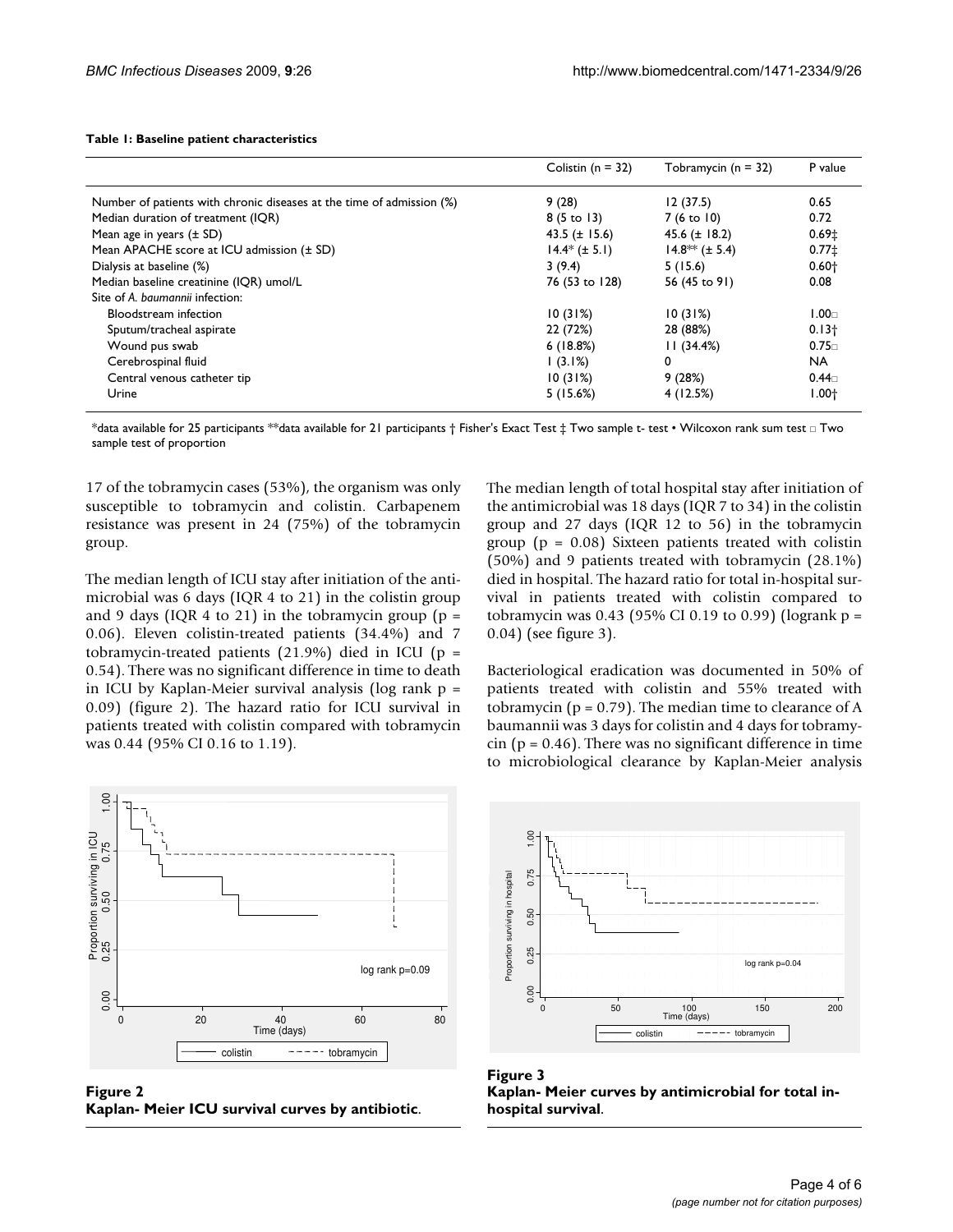**Table 1: Baseline patient characteristics**

| | Colistin (n = 32) | Tobramycin (n = 32) | P value |
| --- | --- | --- | --- |
| Number of patients with chronic diseases at the time of admission (%) | 9 (28) | 12 (37.5) | 0.65 |
| Median duration of treatment (IQR) | 8 (5 to 13) | 7 (6 to 10) | 0.72 |
| Mean age in years (± SD) | 43.5 (± 15.6) | 45.6 (± 18.2) | 0.69‡ |
| Mean APACHE score at ICU admission (± SD) | 14.4* (± 5.1) | 14.8** (± 5.4) | 0.77‡ |
| Dialysis at baseline (%) | 3 (9.4) | 5 (15.6) | 0.60† |
| Median baseline creatinine (IQR) umol/L | 76 (53 to 128) | 56 (45 to 91) | 0.08 |
| Site of *A. baumannii* infection: | | | |
| Bloodstream infection | 10 (31%) | 10 (31%) | 1.00□ |
| Sputum/tracheal aspirate | 22 (72%) | 28 (88%) | 0.13† |
| Wound pus swab | 6 (18.8%) | 11 (34.4%) | 0.75□ |
| Cerebrospinal fluid | 1 (3.1%) | 0 | NA |
| Central venous catheter tip | 10 (31%) | 9 (28%) | 0.44□ |
| Urine | 5 (15.6%) | 4 (12.5%) | 1.00† |

*data available for 25 participants **data available for 21 participants † Fisher's Exact Test ‡ Two sample t- test • Wilcoxon rank sum test □ Two sample test of proportion

17 of the tobramycin cases (53%), the organism was only susceptible to tobramycin and colistin. Carbapenem resistance was present in 24 (75%) of the tobramycin group.

The median length of ICU stay after initiation of the antimicrobial was 6 days (IQR 4 to 21) in the colistin group and 9 days (IQR 4 to 21) in the tobramycin group ($p = 0.06$). Eleven colistin-treated patients (34.4%) and 7 tobramycin-treated patients (21.9%) died in ICU ($p = 0.54$). There was no significant difference in time to death in ICU by Kaplan-Meier survival analysis (log rank $p = 0.09$) (figure 2). The hazard ratio for ICU survival in patients treated with colistin compared with tobramycin was 0.44 (95% CI 0.16 to 1.19).

The median length of total hospital stay after initiation of the antimicrobial was 18 days (IQR 7 to 34) in the colistin group and 27 days (IQR 12 to 56) in the tobramycin group ($p = 0.08$) Sixteen patients treated with colistin (50%) and 9 patients treated with tobramycin (28.1%) died in hospital. The hazard ratio for total in-hospital survival in patients treated with colistin compared to tobramycin was 0.43 (95% CI 0.19 to 0.99) (logrank $p = 0.04$) (see figure 3).

Bacteriological eradication was documented in 50% of patients treated with colistin and 55% treated with tobramycin ($p = 0.79$). The median time to clearance of A baumannii was 3 days for colistin and 4 days for tobramycin ($p = 0.46$). There was no significant difference in time to microbiological clearance by Kaplan-Meier analysis

**Figure 2**
**Kaplan- Meier ICU survival curves by antibiotic**.

**Figure 3**
**Kaplan- Meier curves by antimicrobial for total in-hospital survival**.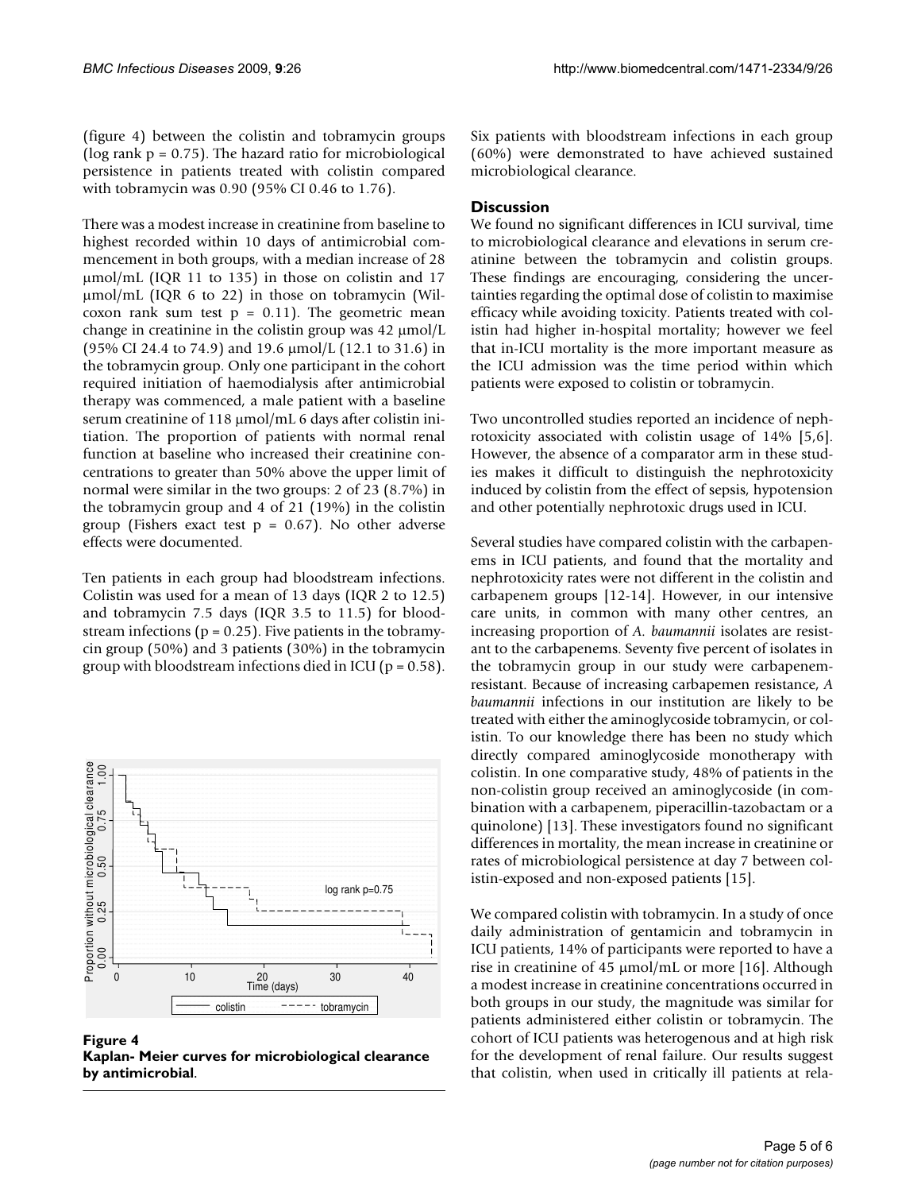(figure 4) between the colistin and tobramycin groups (log rank p = 0.75). The hazard ratio for microbiological persistence in patients treated with colistin compared with tobramycin was 0.90 (95% CI 0.46 to 1.76).

There was a modest increase in creatinine from baseline to highest recorded within 10 days of antimicrobial commencement in both groups, with a median increase of 28 μmol/mL (IQR 11 to 135) in those on colistin and 17 μmol/mL (IQR 6 to 22) in those on tobramycin (Wilcoxon rank sum test p = 0.11). The geometric mean change in creatinine in the colistin group was 42 μmol/L (95% CI 24.4 to 74.9) and 19.6 μmol/L (12.1 to 31.6) in the tobramycin group. Only one participant in the cohort required initiation of haemodialysis after antimicrobial therapy was commenced, a male patient with a baseline serum creatinine of 118 μmol/mL 6 days after colistin initiation. The proportion of patients with normal renal function at baseline who increased their creatinine concentrations to greater than 50% above the upper limit of normal were similar in the two groups: 2 of 23 (8.7%) in the tobramycin group and 4 of 21 (19%) in the colistin group (Fishers exact test p = 0.67). No other adverse effects were documented.

Ten patients in each group had bloodstream infections. Colistin was used for a mean of 13 days (IQR 2 to 12.5) and tobramycin 7.5 days (IQR 3.5 to 11.5) for bloodstream infections (p = 0.25). Five patients in the tobramycin group (50%) and 3 patients (30%) in the tobramycin group with bloodstream infections died in ICU (p = 0.58).

**Figure 4**
**Kaplan- Meier curves for microbiological clearance by antimicrobial**.

Six patients with bloodstream infections in each group (60%) were demonstrated to have achieved sustained microbiological clearance.

## Discussion

We found no significant differences in ICU survival, time to microbiological clearance and elevations in serum creatinine between the tobramycin and colistin groups. These findings are encouraging, considering the uncertainties regarding the optimal dose of colistin to maximise efficacy while avoiding toxicity. Patients treated with colistin had higher in-hospital mortality; however we feel that in-ICU mortality is the more important measure as the ICU admission was the time period within which patients were exposed to colistin or tobramycin.

Two uncontrolled studies reported an incidence of nephrotoxicity associated with colistin usage of 14% [5,6]. However, the absence of a comparator arm in these studies makes it difficult to distinguish the nephrotoxicity induced by colistin from the effect of sepsis, hypotension and other potentially nephrotoxic drugs used in ICU.

Several studies have compared colistin with the carbapenems in ICU patients, and found that the mortality and nephrotoxicity rates were not different in the colistin and carbapenem groups [12-14]. However, in our intensive care units, in common with many other centres, an increasing proportion of *A. baumannii* isolates are resistant to the carbapenems. Seventy five percent of isolates in the tobramycin group in our study were carbapenem-resistant. Because of increasing carbapemen resistance, *A baumannii* infections in our institution are likely to be treated with either the aminoglycoside tobramycin, or colistin. To our knowledge there has been no study which directly compared aminoglycoside monotherapy with colistin. In one comparative study, 48% of patients in the non-colistin group received an aminoglycoside (in combination with a carbapenem, piperacillin-tazobactam or a quinolone) [13]. These investigators found no significant differences in mortality, the mean increase in creatinine or rates of microbiological persistence at day 7 between colistin-exposed and non-exposed patients [15].

We compared colistin with tobramycin. In a study of once daily administration of gentamicin and tobramycin in ICU patients, 14% of participants were reported to have a rise in creatinine of 45 μmol/mL or more [16]. Although a modest increase in creatinine concentrations occurred in both groups in our study, the magnitude was similar for patients administered either colistin or tobramycin. The cohort of ICU patients was heterogenous and at high risk for the development of renal failure. Our results suggest that colistin, when used in critically ill patients at rela-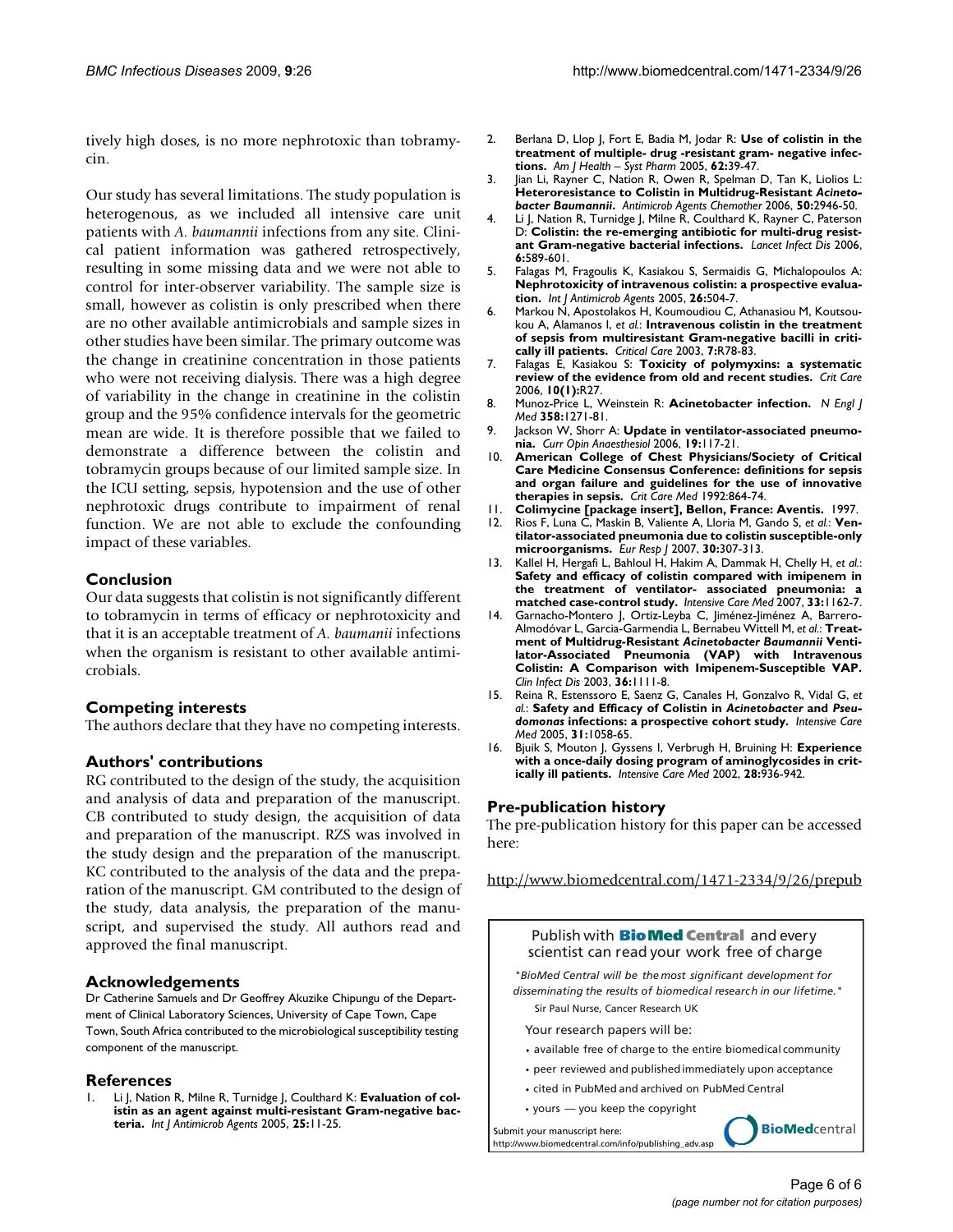tively high doses, is no more nephrotoxic than tobramycin.

Our study has several limitations. The study population is heterogenous, as we included all intensive care unit patients with *A. baumannii* infections from any site. Clinical patient information was gathered retrospectively, resulting in some missing data and we were not able to control for inter-observer variability. The sample size is small, however as colistin is only prescribed when there are no other available antimicrobials and sample sizes in other studies have been similar. The primary outcome was the change in creatinine concentration in those patients who were not receiving dialysis. There was a high degree of variability in the change in creatinine in the colistin group and the 95% confidence intervals for the geometric mean are wide. It is therefore possible that we failed to demonstrate a difference between the colistin and tobramycin groups because of our limited sample size. In the ICU setting, sepsis, hypotension and the use of other nephrotoxic drugs contribute to impairment of renal function. We are not able to exclude the confounding impact of these variables.

## Conclusion

Our data suggests that colistin is not significantly different to tobramycin in terms of efficacy or nephrotoxicity and that it is an acceptable treatment of *A. baumanii* infections when the organism is resistant to other available antimicrobials.

## Competing interests

The authors declare that they have no competing interests.

## Authors' contributions

RG contributed to the design of the study, the acquisition and analysis of data and preparation of the manuscript. CB contributed to study design, the acquisition of data and preparation of the manuscript. RZS was involved in the study design and the preparation of the manuscript. KC contributed to the analysis of the data and the preparation of the manuscript. GM contributed to the design of the study, data analysis, the preparation of the manuscript, and supervised the study. All authors read and approved the final manuscript.

## Acknowledgements

Dr Catherine Samuels and Dr Geoffrey Akuzike Chipungu of the Department of Clinical Laboratory Sciences, University of Cape Town, Cape Town, South Africa contributed to the microbiological susceptibility testing component of the manuscript.

## References

1. Li J, Nation R, Milne R, Turnidge J, Coulthard K: **Evaluation of colistin as an agent against multi-resistant Gram-negative bacteria.** *Int J Antimicrob Agents* 2005, **25:**11-25.
2. Berlana D, Llop J, Fort E, Badia M, Jodar R: **Use of colistin in the treatment of multiple- drug -resistant gram- negative infections.** *Am J Health – Syst Pharm* 2005, **62:**39-47.
3. Jian Li, Rayner C, Nation R, Owen R, Spelman D, Tan K, Liolios L: **Heteroresistance to Colistin in Multidrug-Resistant *Acinetobacter Baumannii*.** *Antimicrob Agents Chemother* 2006, **50:**2946-50.
4. Li J, Nation R, Turnidge J, Milne R, Coulthard K, Rayner C, Paterson D: **Colistin: the re-emerging antibiotic for multi-drug resistant Gram-negative bacterial infections.** *Lancet Infect Dis* 2006, **6:**589-601.
5. Falagas M, Fragoulis K, Kasiakou S, Sermaidis G, Michalopoulos A: **Nephrotoxicity of intravenous colistin: a prospective evaluation.** *Int J Antimicrob Agents* 2005, **26:**504-7.
6. Markou N, Apostolakos H, Koumoudiou C, Athanasiou M, Koutsoukou A, Alamanos I, *et al.*: **Intravenous colistin in the treatment of sepsis from multiresistant Gram-negative bacilli in critically ill patients.** *Critical Care* 2003, **7:**R78-83.
7. Falagas E, Kasiakou S: **Toxicity of polymyxins: a systematic review of the evidence from old and recent studies.** *Crit Care* 2006, **10(1):**R27.
8. Munoz-Price L, Weinstein R: **Acinetobacter infection.** *N Engl J Med* **358:**1271-81.
9. Jackson W, Shorr A: **Update in ventilator-associated pneumonia.** *Curr Opin Anaesthesiol* 2006, **19:**117-21.
10. **American College of Chest Physicians/Society of Critical Care Medicine Consensus Conference: definitions for sepsis and organ failure and guidelines for the use of innovative therapies in sepsis.** *Crit Care Med* 1992:864-74.
11. **Colimycine [package insert], Bellon, France: Aventis.** 1997.
12. Rios F, Luna C, Maskin B, Valiente A, Lloria M, Gando S, *et al.*: **Ventilator-associated pneumonia due to colistin susceptible-only microorganisms.** *Eur Resp J* 2007, **30:**307-313.
13. Kallel H, Hergafi L, Bahloul H, Hakim A, Dammak H, Chelly H, *et al.*: **Safety and efficacy of colistin compared with imipenem in the treatment of ventilator- associated pneumonia: a matched case-control study.** *Intensive Care Med* 2007, **33:**1162-7.
14. Garnacho-Montero J, Ortiz-Leyba C, Jiménez-Jiménez A, Barrero-Almodóvar L, Garcia-Garmendia L, Bernabeu Wittell M, *et al.*: **Treatment of Multidrug-Resistant *Acinetobacter Baumannii* Ventilator-Associated Pneumonia (VAP) with Intravenous Colistin: A Comparison with Imipenem-Susceptible VAP.** *Clin Infect Dis* 2003, **36:**1111-8.
15. Reina R, Estenssoro E, Saenz G, Canales H, Gonzalvo R, Vidal G, *et al.*: **Safety and Efficacy of Colistin in *Acinetobacter* and *Pseudomonas* infections: a prospective cohort study.** *Intensive Care Med* 2005, **31:**1058-65.
16. Bjuik S, Mouton J, Gyssens I, Verbrugh H, Bruining H: **Experience with a once-daily dosing program of aminoglycosides in critically ill patients.** *Intensive Care Med* 2002, **28:**936-942.

## Pre-publication history

The pre-publication history for this paper can be accessed here:

http://www.biomedcentral.com/1471-2334/9/26/prepub

Publish with **BioMed Central** and every scientist can read your work free of charge

*"BioMed Central will be the most significant development for disseminating the results of biomedical research in our lifetime."*
Sir Paul Nurse, Cancer Research UK

Your research papers will be:

- available free of charge to the entire biomedical community
- peer reviewed and published immediately upon acceptance
- cited in PubMed and archived on PubMed Central
- yours — you keep the copyright

Submit your manuscript here:
http://www.biomedcentral.com/info/publishing_adv.asp

BioMedcentral